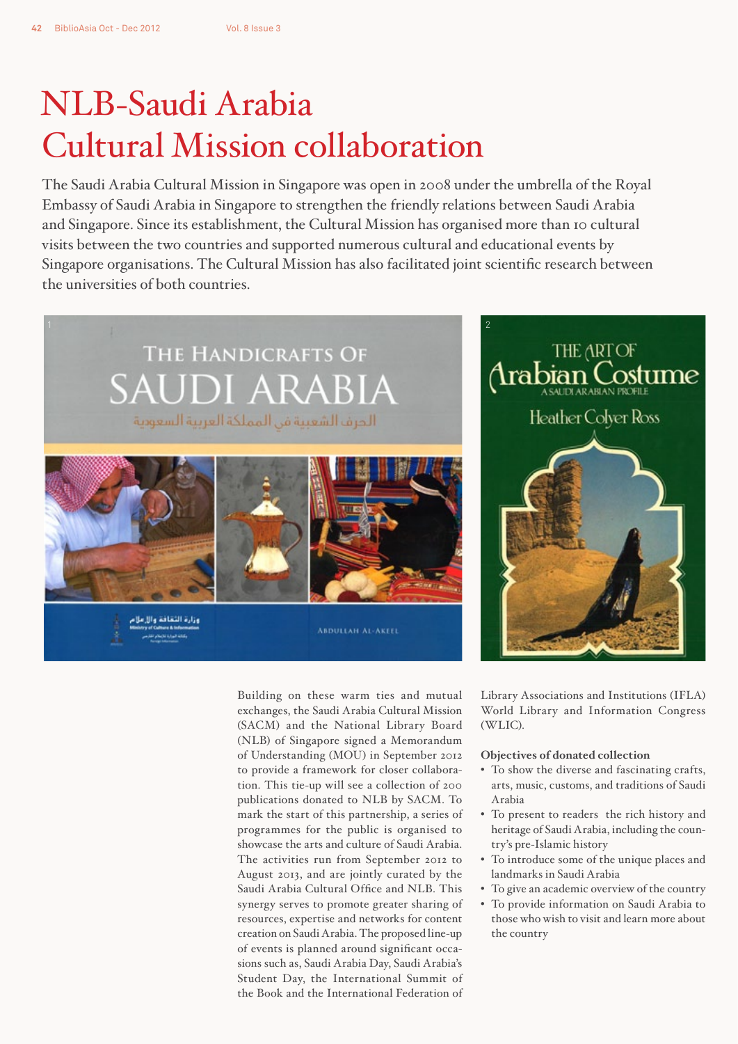# NLB-Saudi Arabia Cultural Mission collaboration

The Saudi Arabia Cultural Mission in Singapore was open in 2008 under the umbrella of the Royal Embassy of Saudi Arabia in Singapore to strengthen the friendly relations between Saudi Arabia and Singapore. Since its establishment, the Cultural Mission has organised more than 10 cultural visits between the two countries and supported numerous cultural and educational events by Singapore organisations. The Cultural Mission has also facilitated joint scientific research between the universities of both countries.

Building on these warm ties and mutual exchanges, the Saudi Arabia Cultural Mission (SACM) and the National Library Board (NLB) of Singapore signed a Memorandum of Understanding (MOU) in September 2012 to provide a framework for closer collaboration. This tie-up will see a collection of 200 publications donated to NLB by SACM. To mark the start of this partnership, a series of programmes for the public is organised to showcase the arts and culture of Saudi Arabia. The activities run from September 2012 to August 2013, and are jointly curated by the Saudi Arabia Cultural Office and NLB. This synergy serves to promote greater sharing of resources, expertise and networks for content creation on Saudi Arabia. The proposed line-up of events is planned around significant occasions such as, Saudi Arabia Day, Saudi Arabia's Student Day, the International Summit of the Book and the International Federation of Library Associations and Institutions (IFLA) World Library and Information Congress (WLIC).

**Objectives of donated collection**

- To show the diverse and fascinating crafts, arts, music, customs, and traditions of Saudi Arabia
- To present to readers the rich history and heritage of Saudi Arabia, including the country's pre-Islamic history
- To introduce some of the unique places and landmarks in Saudi Arabia
- To give an academic overview of the country
- To provide information on Saudi Arabia to those who wish to visit and learn more about the country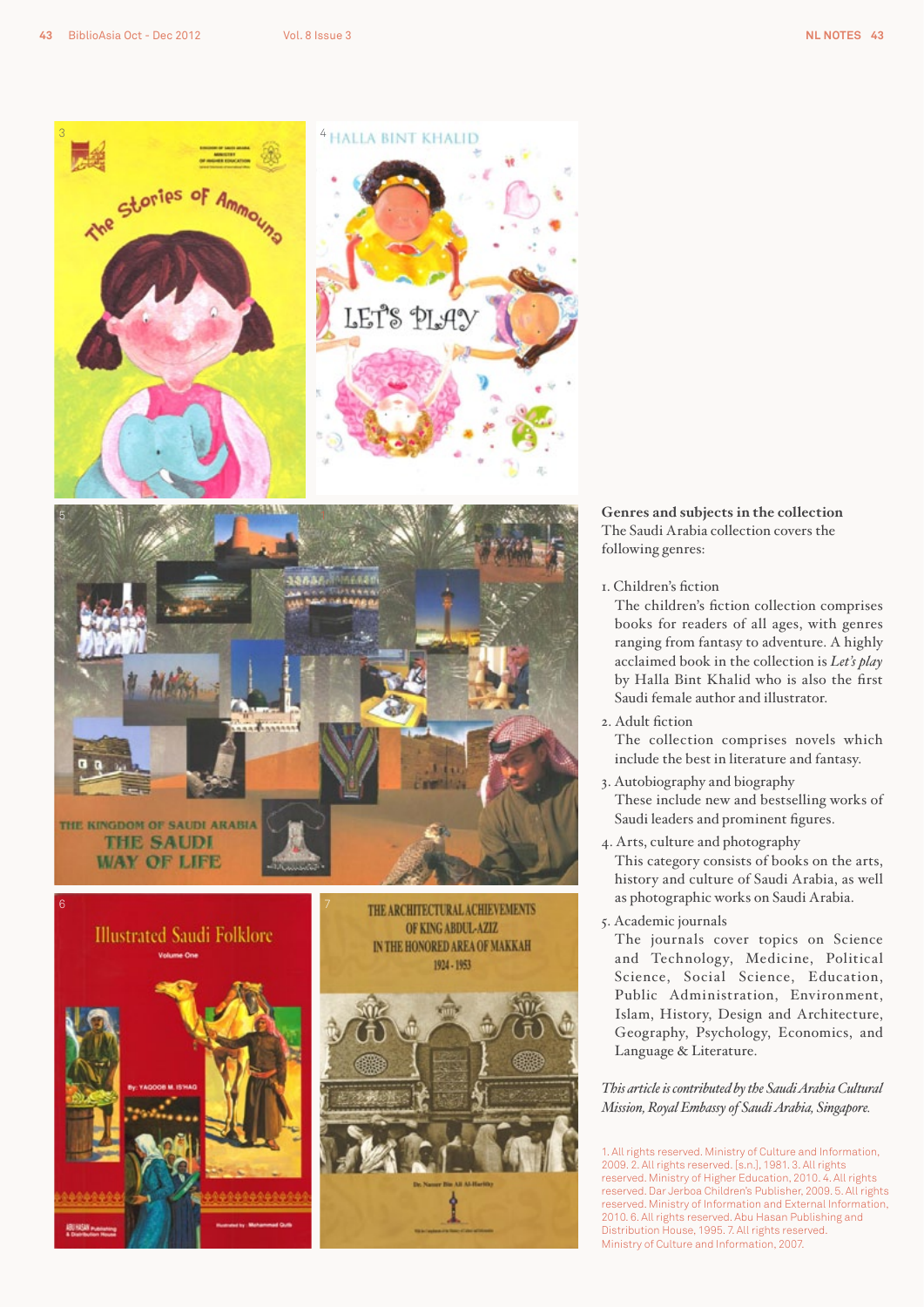## Genres and subjects in the collection

The Saudi Arabia collection covers the following genres:

1. Children's fiction
   The children's fiction collection comprises books for readers of all ages, with genres ranging from fantasy to adventure. A highly acclaimed book in the collection is *Let's play* by Halla Bint Khalid who is also the first Saudi female author and illustrator.
2. Adult fiction
   The collection comprises novels which include the best in literature and fantasy.
3. Autobiography and biography
   These include new and bestselling works of Saudi leaders and prominent figures.
4. Arts, culture and photography
   This category consists of books on the arts, history and culture of Saudi Arabia, as well as photographic works on Saudi Arabia.
5. Academic journals
   The journals cover topics on Science and Technology, Medicine, Political Science, Social Science, Education, Public Administration, Environment, Islam, History, Design and Architecture, Geography, Psychology, Economics, and Language & Literature.

*This article is contributed by the Saudi Arabia Cultural Mission, Royal Embassy of Saudi Arabia, Singapore.*

1. All rights reserved. Ministry of Culture and Information, 2009. 2. All rights reserved. [s.n.], 1981. 3. All rights reserved. Ministry of Higher Education, 2010. 4. All rights reserved. Dar Jerboa Children's Publisher, 2009. 5. All rights reserved. Ministry of Information and External Information, 2010. 6. All rights reserved. Abu Hasan Publishing and Distribution House, 1995. 7. All rights reserved. Ministry of Culture and Information, 2007.